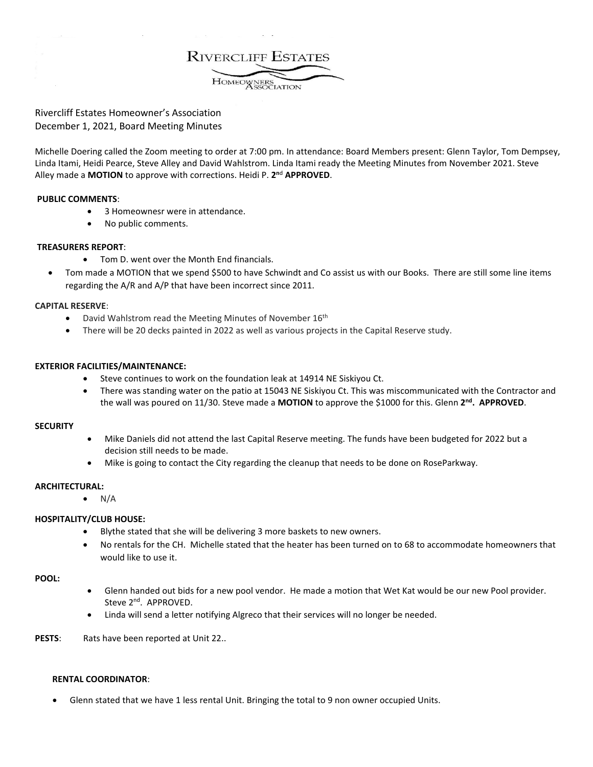# Rivercliff Estates
Homeowners Association

Rivercliff Estates Homeowner's Association
December 1, 2021, Board Meeting Minutes

Michelle Doering called the Zoom meeting to order at 7:00 pm. In attendance: Board Members present: Glenn Taylor, Tom Dempsey, Linda Itami, Heidi Pearce, Steve Alley and David Wahlstrom. Linda Itami ready the Meeting Minutes from November 2021. Steve Alley made a **MOTION** to approve with corrections. Heidi P. **2nd APPROVED**.

**PUBLIC COMMENTS**:

- 3 Homeownesr were in attendance.
- No public comments.

**TREASURERS REPORT**:

- Tom D. went over the Month End financials.
- Tom made a MOTION that we spend $500 to have Schwindt and Co assist us with our Books. There are still some line items regarding the A/R and A/P that have been incorrect since 2011.

**CAPITAL RESERVE**:

- David Wahlstrom read the Meeting Minutes of November 16th
- There will be 20 decks painted in 2022 as well as various projects in the Capital Reserve study.

**EXTERIOR FACILITIES/MAINTENANCE:**

- Steve continues to work on the foundation leak at 14914 NE Siskiyou Ct.
- There was standing water on the patio at 15043 NE Siskiyou Ct. This was miscommunicated with the Contractor and the wall was poured on 11/30. Steve made a **MOTION** to approve the $1000 for this. Glenn **2nd. APPROVED**.

**SECURITY**

- Mike Daniels did not attend the last Capital Reserve meeting. The funds have been budgeted for 2022 but a decision still needs to be made.
- Mike is going to contact the City regarding the cleanup that needs to be done on RoseParkway.

**ARCHITECTURAL:**

- N/A

**HOSPITALITY/CLUB HOUSE:**

- Blythe stated that she will be delivering 3 more baskets to new owners.
- No rentals for the CH. Michelle stated that the heater has been turned on to 68 to accommodate homeowners that would like to use it.

**POOL:**

- Glenn handed out bids for a new pool vendor. He made a motion that Wet Kat would be our new Pool provider. Steve 2nd. APPROVED.
- Linda will send a letter notifying Algreco that their services will no longer be needed.

**PESTS**: Rats have been reported at Unit 22..

**RENTAL COORDINATOR**:

- Glenn stated that we have 1 less rental Unit. Bringing the total to 9 non owner occupied Units.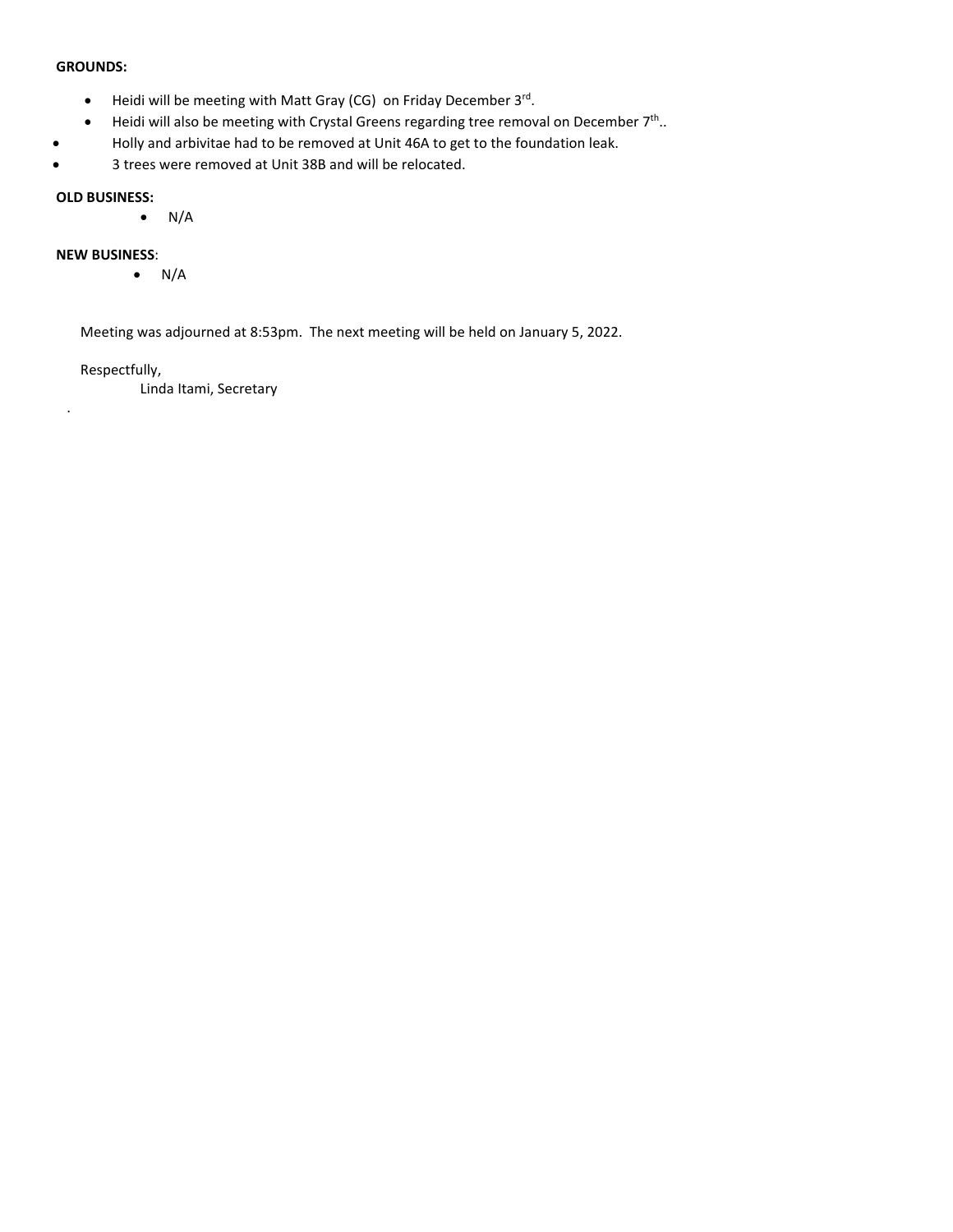**GROUNDS:**

- Heidi will be meeting with Matt Gray (CG) on Friday December 3rd.
- Heidi will also be meeting with Crystal Greens regarding tree removal on December 7th..
- Holly and arbivitae had to be removed at Unit 46A to get to the foundation leak.
- 3 trees were removed at Unit 38B and will be relocated.

**OLD BUSINESS:**

- N/A

**NEW BUSINESS**:

- N/A

Meeting was adjourned at 8:53pm. The next meeting will be held on January 5, 2022.

Respectfully,

Linda Itami, Secretary

.